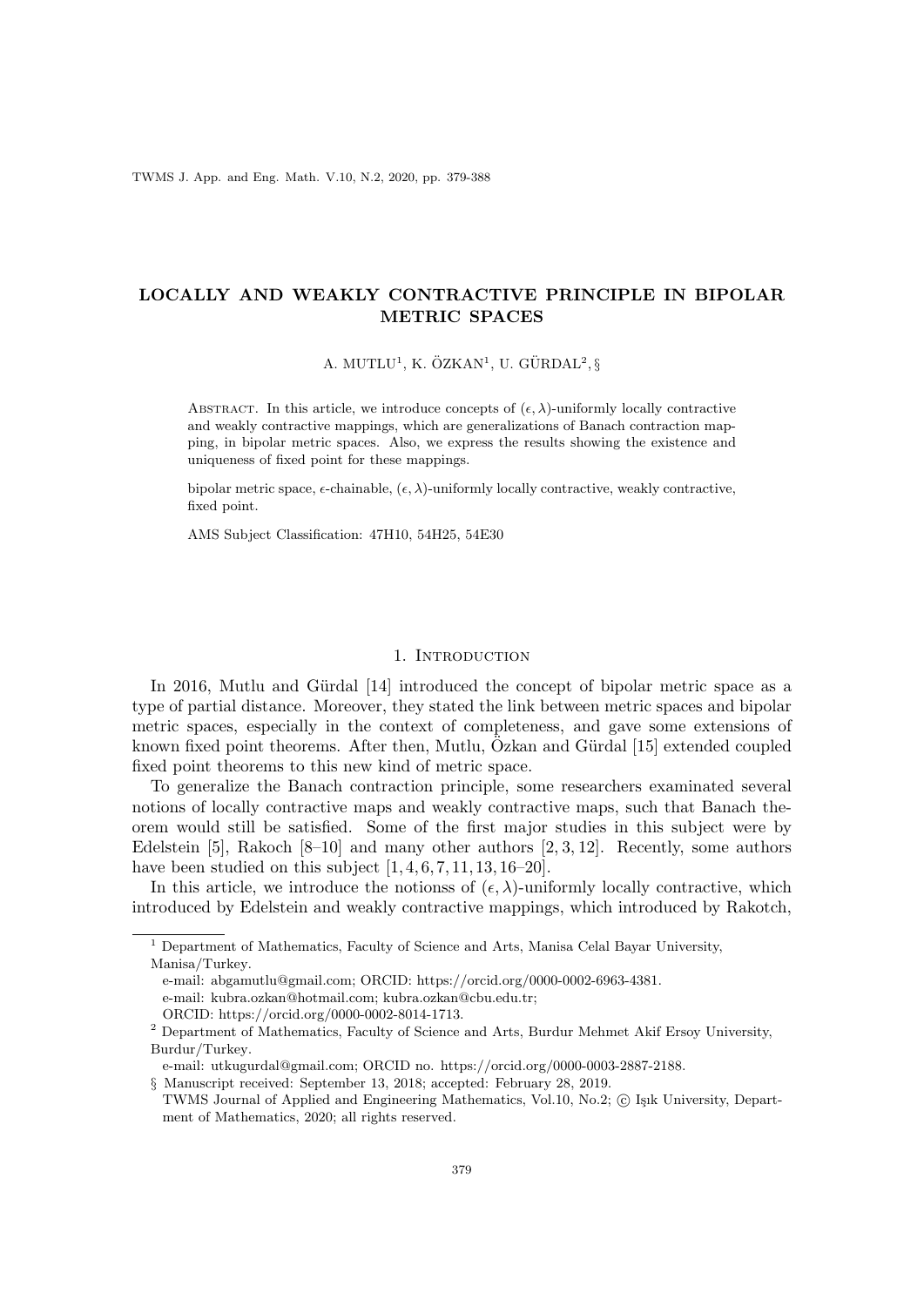# LOCALLY AND WEAKLY CONTRACTIVE PRINCIPLE IN BIPOLAR METRIC SPACES

A. MUTLU[1], K. ÖZKAN[1], U. GÜRDAL[2], §

ABSTRACT. In this article, we introduce concepts of $(\epsilon, \lambda)$-uniformly locally contractive and weakly contractive mappings, which are generalizations of Banach contraction mapping, in bipolar metric spaces. Also, we express the results showing the existence and uniqueness of fixed point for these mappings.

bipolar metric space, $\epsilon$-chainable, $(\epsilon, \lambda)$-uniformly locally contractive, weakly contractive, fixed point.

AMS Subject Classification: 47H10, 54H25, 54E30

## 1. Introduction

In 2016, Mutlu and Gürdal [14] introduced the concept of bipolar metric space as a type of partial distance. Moreover, they stated the link between metric spaces and bipolar metric spaces, especially in the context of completeness, and gave some extensions of known fixed point theorems. After then, Mutlu, Özkan and Gürdal [15] extended coupled fixed point theorems to this new kind of metric space.

To generalize the Banach contraction principle, some researchers examined several notions of locally contractive maps and weakly contractive maps, such that Banach theorem would still be satisfied. Some of the first major studies in this subject were by Edelstein [5], Rakoch [8–10] and many other authors [2, 3, 12]. Recently, some authors have been studied on this subject [1, 4, 6, 7, 11, 13, 16–20].

In this article, we introduce the notionss of $(\epsilon, \lambda)$-uniformly locally contractive, which introduced by Edelstein and weakly contractive mappings, which introduced by Rakotch,

---

[1] Department of Mathematics, Faculty of Science and Arts, Manisa Celal Bayar University, Manisa/Turkey.
e-mail: abgamutlu@gmail.com; ORCID: https://orcid.org/0000-0002-6963-4381.
e-mail: kubra.ozkan@hotmail.com; kubra.ozkan@cbu.edu.tr;
ORCID: https://orcid.org/0000-0002-8014-1713.

[2] Department of Mathematics, Faculty of Science and Arts, Burdur Mehmet Akif Ersoy University, Burdur/Turkey.
e-mail: utkugurdal@gmail.com; ORCID no. https://orcid.org/0000-0003-2887-2188.

§ Manuscript received: September 13, 2018; accepted: February 28, 2019.
TWMS Journal of Applied and Engineering Mathematics, Vol.10, No.2; © Işık University, Department of Mathematics, 2020; all rights reserved.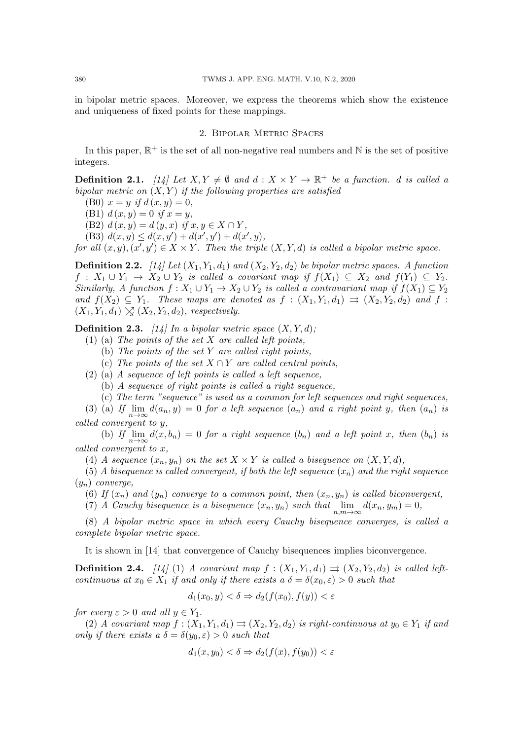in bipolar metric spaces. Moreover, we express the theorems which show the existence and uniqueness of fixed points for these mappings.

## 2. Bipolar Metric Spaces

In this paper, $\mathbb{R}^+$ is the set of all non-negative real numbers and $\mathbb{N}$ is the set of positive integers.

**Definition 2.1.** *[14] Let $X, Y \neq \emptyset$ and $d : X \times Y \to \mathbb{R}^+$ be a function. $d$ is called a bipolar metric on $(X, Y)$ if the following properties are satisfied*

(B0) $x = y$ *if* $d(x, y) = 0$,

(B1) $d(x, y) = 0$ *if* $x = y$,

(B2) $d(x, y) = d(y, x)$ *if* $x, y \in X \cap Y$,

(B3) $d(x, y) \leq d(x, y') + d(x', y') + d(x', y)$,

*for all* $(x, y), (x', y') \in X \times Y$. *Then the triple* $(X, Y, d)$ *is called a bipolar metric space.*

**Definition 2.2.** *[14] Let $(X_1, Y_1, d_1)$ and $(X_2, Y_2, d_2)$ be bipolar metric spaces. A function $f : X_1 \cup Y_1 \to X_2 \cup Y_2$ is called a covariant map if $f(X_1) \subseteq X_2$ and $f(Y_1) \subseteq Y_2$. Similarly, A function $f : X_1 \cup Y_1 \to X_2 \cup Y_2$ is called a contravariant map if $f(X_1) \subseteq Y_2$ and $f(X_2) \subseteq Y_1$. These maps are denoted as $f : (X_1, Y_1, d_1) \rightrightarrows (X_2, Y_2, d_2)$ and $f : (X_1, Y_1, d_1) \rightleftarrows (X_2, Y_2, d_2)$, respectively.*

**Definition 2.3.** *[14] In a bipolar metric space $(X, Y, d)$;*

(1) (a) *The points of the set $X$ are called left points,*

(b) *The points of the set $Y$ are called right points,*

(c) *The points of the set $X \cap Y$ are called central points,*

(2) (a) *A sequence of left points is called a left sequence,*

(b) *A sequence of right points is called a right sequence,*

(c) *The term "sequence" is used as a common for left sequences and right sequences,*

(3) (a) *If $\lim_{n\to\infty} d(a_n, y) = 0$ for a left sequence $(a_n)$ and a right point $y$, then $(a_n)$ is called convergent to $y$,*

(b) *If $\lim_{n\to\infty} d(x, b_n) = 0$ for a right sequence $(b_n)$ and a left point $x$, then $(b_n)$ is called convergent to $x$,*

(4) *A sequence $(x_n, y_n)$ on the set $X \times Y$ is called a bisequence on $(X, Y, d)$,*

(5) *A bisequence is called convergent, if both the left sequence $(x_n)$ and the right sequence $(y_n)$ converge,*

(6) *If $(x_n)$ and $(y_n)$ converge to a common point, then $(x_n, y_n)$ is called biconvergent,*

(7) *A Cauchy bisequence is a bisequence $(x_n, y_n)$ such that $\lim_{n,m\to\infty} d(x_n, y_m) = 0$,*

(8) *A bipolar metric space in which every Cauchy bisequence converges, is called a complete bipolar metric space.*

It is shown in [14] that convergence of Cauchy bisequences implies biconvergence.

**Definition 2.4.** *[14] (1) A covariant map $f : (X_1, Y_1, d_1) \rightrightarrows (X_2, Y_2, d_2)$ is called left-continuous at $x_0 \in X_1$ if and only if there exists a $\delta = \delta(x_0, \varepsilon) > 0$ such that*

$$d_1(x_0, y) < \delta \Rightarrow d_2(f(x_0), f(y)) < \varepsilon$$

*for every $\varepsilon > 0$ and all $y \in Y_1$.*

(2) *A covariant map $f : (X_1, Y_1, d_1) \rightrightarrows (X_2, Y_2, d_2)$ is right-continuous at $y_0 \in Y_1$ if and only if there exists a $\delta = \delta(y_0, \varepsilon) > 0$ such that*

$$d_1(x, y_0) < \delta \Rightarrow d_2(f(x), f(y_0)) < \varepsilon$$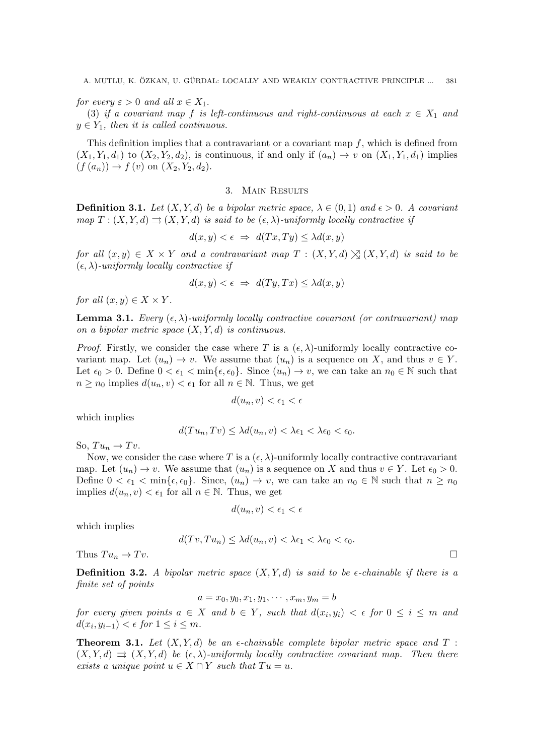*for every $\varepsilon > 0$ and all $x \in X_1$.*

(3) *if a covariant map $f$ is left-continuous and right-continuous at each $x \in X_1$ and $y \in Y_1$, then it is called continuous.*

This definition implies that a contravariant or a covariant map $f$, which is defined from $(X_1, Y_1, d_1)$ to $(X_2, Y_2, d_2)$, is continuous, if and only if $(a_n) \to v$ on $(X_1, Y_1, d_1)$ implies $(f(a_n)) \to f(v)$ on $(X_2, Y_2, d_2)$.

## 3. Main Results

**Definition 3.1.** *Let $(X, Y, d)$ be a bipolar metric space, $\lambda \in (0, 1)$ and $\epsilon > 0$. A covariant map $T : (X, Y, d) \rightrightarrows (X, Y, d)$ is said to be $(\epsilon, \lambda)$-uniformly locally contractive if*

$$d(x, y) < \epsilon \ \Rightarrow \ d(Tx, Ty) \leq \lambda d(x, y)$$

*for all $(x, y) \in X \times Y$ and a contravariant map $T : (X, Y, d) \nrightarrows\!\!\!\!\!\!\nleftarrows (X, Y, d)$ is said to be $(\epsilon, \lambda)$-uniformly locally contractive if*

$$d(x, y) < \epsilon \ \Rightarrow \ d(Ty, Tx) \leq \lambda d(x, y)$$

*for all $(x, y) \in X \times Y$.*

**Lemma 3.1.** *Every $(\epsilon, \lambda)$-uniformly locally contractive covariant (or contravariant) map on a bipolar metric space $(X, Y, d)$ is continuous.*

*Proof.* Firstly, we consider the case where $T$ is a $(\epsilon, \lambda)$-uniformly locally contractive covariant map. Let $(u_n) \to v$. We assume that $(u_n)$ is a sequence on $X$, and thus $v \in Y$. Let $\epsilon_0 > 0$. Define $0 < \epsilon_1 < \min\{\epsilon, \epsilon_0\}$. Since $(u_n) \to v$, we can take an $n_0 \in \mathbb{N}$ such that $n \geq n_0$ implies $d(u_n, v) < \epsilon_1$ for all $n \in \mathbb{N}$. Thus, we get

$$d(u_n, v) < \epsilon_1 < \epsilon$$

which implies

$$d(Tu_n, Tv) \leq \lambda d(u_n, v) < \lambda \epsilon_1 < \lambda \epsilon_0 < \epsilon_0.$$

So, $Tu_n \to Tv$.

Now, we consider the case where $T$ is a $(\epsilon, \lambda)$-uniformly locally contractive contravariant map. Let $(u_n) \to v$. We assume that $(u_n)$ is a sequence on $X$ and thus $v \in Y$. Let $\epsilon_0 > 0$. Define $0 < \epsilon_1 < \min\{\epsilon, \epsilon_0\}$. Since, $(u_n) \to v$, we can take an $n_0 \in \mathbb{N}$ such that $n \geq n_0$ implies $d(u_n, v) < \epsilon_1$ for all $n \in \mathbb{N}$. Thus, we get

$$d(u_n, v) < \epsilon_1 < \epsilon$$

which implies

$$d(Tv, Tu_n) \leq \lambda d(u_n, v) < \lambda \epsilon_1 < \lambda \epsilon_0 < \epsilon_0.$$

Thus $Tu_n \to Tv$. □

**Definition 3.2.** *A bipolar metric space $(X, Y, d)$ is said to be $\epsilon$-chainable if there is a finite set of points*

$$a = x_0, y_0, x_1, y_1, \cdots, x_m, y_m = b$$

*for every given points $a \in X$ and $b \in Y$, such that $d(x_i, y_i) < \epsilon$ for $0 \leq i \leq m$ and $d(x_i, y_{i-1}) < \epsilon$ for $1 \leq i \leq m$.*

**Theorem 3.1.** *Let $(X, Y, d)$ be an $\epsilon$-chainable complete bipolar metric space and $T : (X, Y, d) \rightrightarrows (X, Y, d)$ be $(\epsilon, \lambda)$-uniformly locally contractive covariant map. Then there exists a unique point $u \in X \cap Y$ such that $Tu = u$.*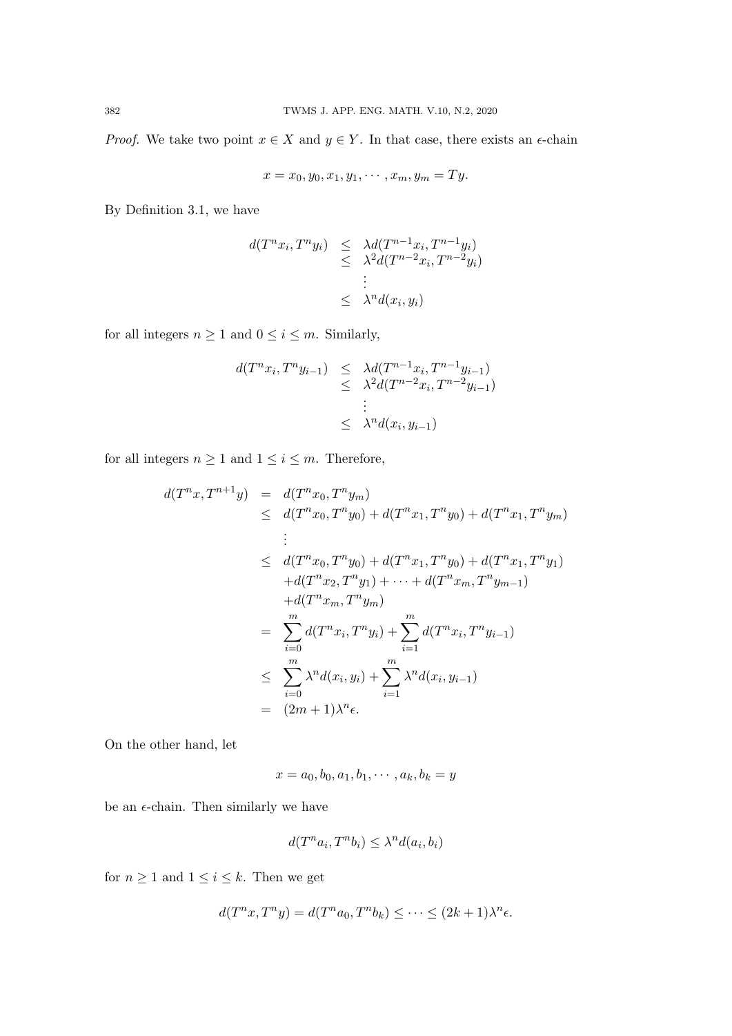*Proof.* We take two point $x \in X$ and $y \in Y$. In that case, there exists an $\epsilon$-chain

$$x = x_0, y_0, x_1, y_1, \cdots, x_m, y_m = Ty.$$

By Definition 3.1, we have

$$\begin{aligned} d(T^n x_i, T^n y_i) &\leq \lambda d(T^{n-1} x_i, T^{n-1} y_i) \\ &\leq \lambda^2 d(T^{n-2} x_i, T^{n-2} y_i) \\ &\vdots \\ &\leq \lambda^n d(x_i, y_i) \end{aligned}$$

for all integers $n \geq 1$ and $0 \leq i \leq m$. Similarly,

$$\begin{aligned} d(T^n x_i, T^n y_{i-1}) &\leq \lambda d(T^{n-1} x_i, T^{n-1} y_{i-1}) \\ &\leq \lambda^2 d(T^{n-2} x_i, T^{n-2} y_{i-1}) \\ &\vdots \\ &\leq \lambda^n d(x_i, y_{i-1}) \end{aligned}$$

for all integers $n \geq 1$ and $1 \leq i \leq m$. Therefore,

$$\begin{aligned} d(T^n x, T^{n+1} y) &= d(T^n x_0, T^n y_m) \\ &\leq d(T^n x_0, T^n y_0) + d(T^n x_1, T^n y_0) + d(T^n x_1, T^n y_m) \\ &\;\;\vdots \\ &\leq d(T^n x_0, T^n y_0) + d(T^n x_1, T^n y_0) + d(T^n x_1, T^n y_1) \\ &\quad + d(T^n x_2, T^n y_1) + \cdots + d(T^n x_m, T^n y_{m-1}) \\ &\quad + d(T^n x_m, T^n y_m) \\ &= \sum_{i=0}^{m} d(T^n x_i, T^n y_i) + \sum_{i=1}^{m} d(T^n x_i, T^n y_{i-1}) \\ &\leq \sum_{i=0}^{m} \lambda^n d(x_i, y_i) + \sum_{i=1}^{m} \lambda^n d(x_i, y_{i-1}) \\ &= (2m+1)\lambda^n \epsilon. \end{aligned}$$

On the other hand, let

$$x = a_0, b_0, a_1, b_1, \cdots, a_k, b_k = y$$

be an $\epsilon$-chain. Then similarly we have

$$d(T^n a_i, T^n b_i) \leq \lambda^n d(a_i, b_i)$$

for $n \geq 1$ and $1 \leq i \leq k$. Then we get

$$d(T^n x, T^n y) = d(T^n a_0, T^n b_k) \leq \cdots \leq (2k+1)\lambda^n \epsilon.$$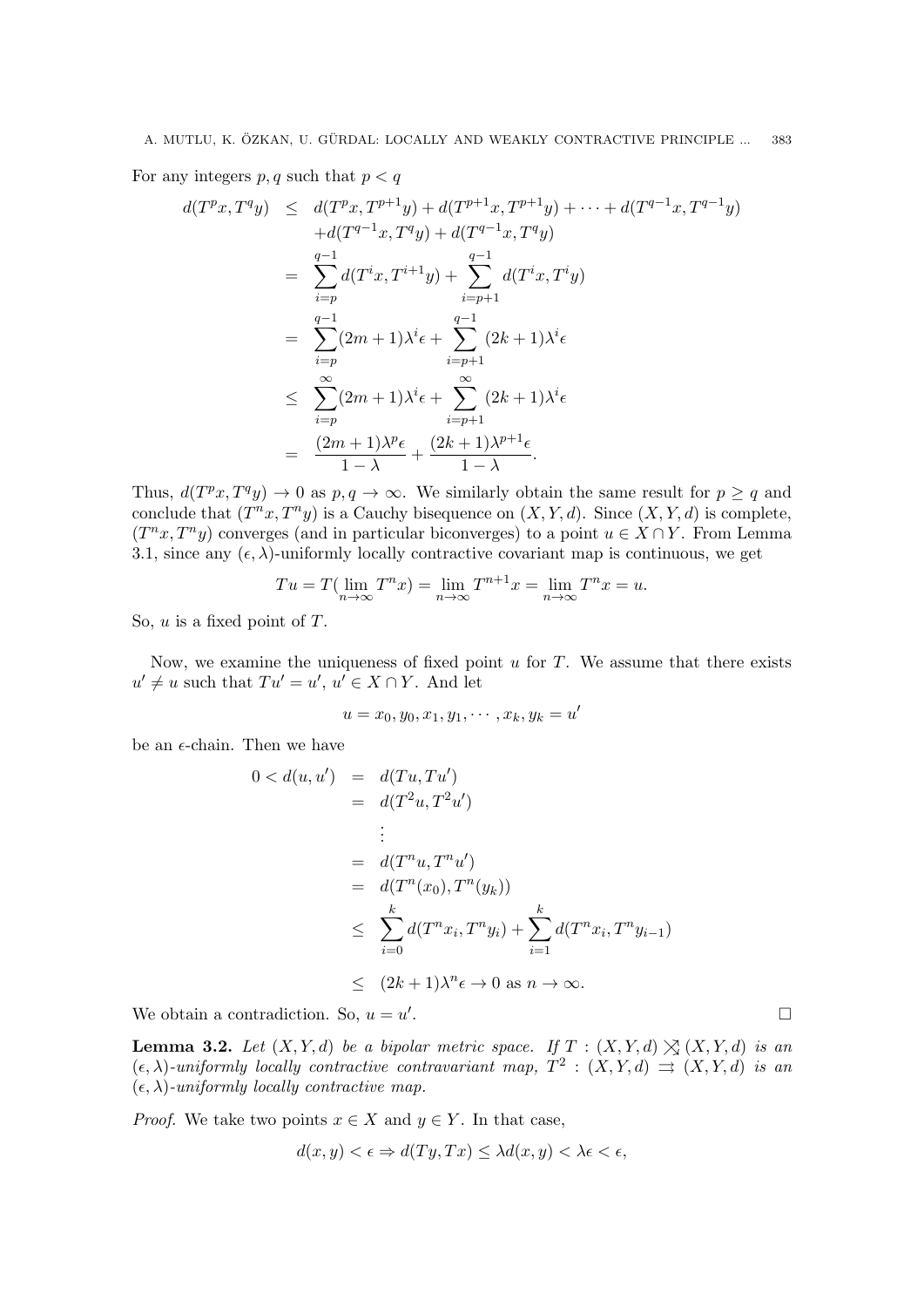For any integers $p, q$ such that $p < q$

$$
\begin{aligned}
d(T^p x, T^q y) &\leq d(T^p x, T^{p+1} y) + d(T^{p+1} x, T^{p+1} y) + \cdots + d(T^{q-1} x, T^{q-1} y) \\
&\quad + d(T^{q-1} x, T^q y) + d(T^{q-1} x, T^q y) \\
&= \sum_{i=p}^{q-1} d(T^i x, T^{i+1} y) + \sum_{i=p+1}^{q-1} d(T^i x, T^i y) \\
&= \sum_{i=p}^{q-1} (2m+1)\lambda^i \epsilon + \sum_{i=p+1}^{q-1} (2k+1)\lambda^i \epsilon \\
&\leq \sum_{i=p}^{\infty} (2m+1)\lambda^i \epsilon + \sum_{i=p+1}^{\infty} (2k+1)\lambda^i \epsilon \\
&= \frac{(2m+1)\lambda^p \epsilon}{1-\lambda} + \frac{(2k+1)\lambda^{p+1}\epsilon}{1-\lambda}.
\end{aligned}
$$

Thus, $d(T^p x, T^q y) \to 0$ as $p, q \to \infty$. We similarly obtain the same result for $p \geq q$ and conclude that $(T^n x, T^n y)$ is a Cauchy bisequence on $(X, Y, d)$. Since $(X, Y, d)$ is complete, $(T^n x, T^n y)$ converges (and in particular biconverges) to a point $u \in X \cap Y$. From Lemma 3.1, since any $(\epsilon, \lambda)$-uniformly locally contractive covariant map is continuous, we get

$$
Tu = T(\lim_{n\to\infty} T^n x) = \lim_{n\to\infty} T^{n+1} x = \lim_{n\to\infty} T^n x = u.
$$

So, $u$ is a fixed point of $T$.

Now, we examine the uniqueness of fixed point $u$ for $T$. We assume that there exists $u' \neq u$ such that $Tu' = u'$, $u' \in X \cap Y$. And let

$$
u = x_0, y_0, x_1, y_1, \cdots, x_k, y_k = u'
$$

be an $\epsilon$-chain. Then we have

$$
\begin{aligned}
0 < d(u, u') &= d(Tu, Tu') \\
&= d(T^2 u, T^2 u') \\
&\;\;\vdots \\
&= d(T^n u, T^n u') \\
&= d(T^n(x_0), T^n(y_k)) \\
&\leq \sum_{i=0}^{k} d(T^n x_i, T^n y_i) + \sum_{i=1}^{k} d(T^n x_i, T^n y_{i-1}) \\
&\leq (2k+1)\lambda^n \epsilon \to 0 \text{ as } n \to \infty.
\end{aligned}
$$

We obtain a contradiction. So, $u = u'$. □

**Lemma 3.2.** *Let $(X, Y, d)$ be a bipolar metric space. If $T : (X, Y, d) \rightleftarrows (X, Y, d)$ is an $(\epsilon, \lambda)$-uniformly locally contractive contravariant map, $T^2 : (X, Y, d) \rightrightarrows (X, Y, d)$ is an $(\epsilon, \lambda)$-uniformly locally contractive map.*

*Proof.* We take two points $x \in X$ and $y \in Y$. In that case,

$$
d(x, y) < \epsilon \Rightarrow d(Ty, Tx) \leq \lambda d(x, y) < \lambda \epsilon < \epsilon,
$$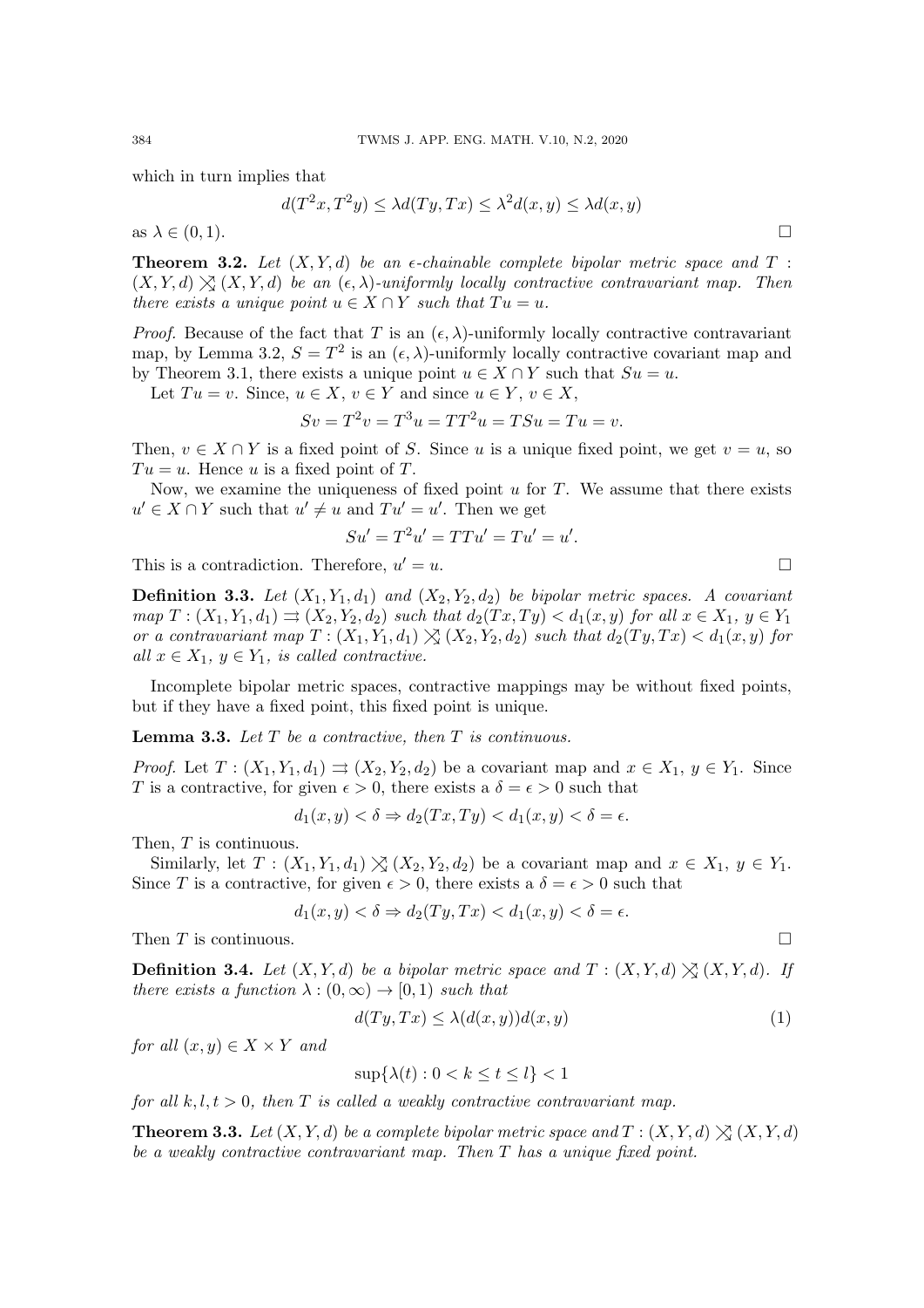which in turn implies that

$$d(T^2x, T^2y) \leq \lambda d(Ty, Tx) \leq \lambda^2 d(x, y) \leq \lambda d(x, y)$$

as $\lambda \in (0, 1)$. □

**Theorem 3.2.** *Let $(X, Y, d)$ be an $\epsilon$-chainable complete bipolar metric space and $T : (X, Y, d) \rightleftarrows (X, Y, d)$ be an $(\epsilon, \lambda)$-uniformly locally contractive contravariant map. Then there exists a unique point $u \in X \cap Y$ such that $Tu = u$.*

*Proof.* Because of the fact that $T$ is an $(\epsilon, \lambda)$-uniformly locally contractive contravariant map, by Lemma 3.2, $S = T^2$ is an $(\epsilon, \lambda)$-uniformly locally contractive covariant map and by Theorem 3.1, there exists a unique point $u \in X \cap Y$ such that $Su = u$.

Let $Tu = v$. Since, $u \in X$, $v \in Y$ and since $u \in Y$, $v \in X$,

$$Sv = T^2v = T^3u = TT^2u = TSu = Tu = v.$$

Then, $v \in X \cap Y$ is a fixed point of $S$. Since $u$ is a unique fixed point, we get $v = u$, so $Tu = u$. Hence $u$ is a fixed point of $T$.

Now, we examine the uniqueness of fixed point $u$ for $T$. We assume that there exists $u' \in X \cap Y$ such that $u' \neq u$ and $Tu' = u'$. Then we get

$$Su' = T^2u' = TTu' = Tu' = u'.$$

This is a contradiction. Therefore, $u' = u$. □

**Definition 3.3.** *Let $(X_1, Y_1, d_1)$ and $(X_2, Y_2, d_2)$ be bipolar metric spaces. A covariant map $T : (X_1, Y_1, d_1) \rightrightarrows (X_2, Y_2, d_2)$ such that $d_2(Tx, Ty) < d_1(x, y)$ for all $x \in X_1$, $y \in Y_1$ or a contravariant map $T : (X_1, Y_1, d_1) \rightleftarrows (X_2, Y_2, d_2)$ such that $d_2(Ty, Tx) < d_1(x, y)$ for all $x \in X_1$, $y \in Y_1$, is called contractive.*

Incomplete bipolar metric spaces, contractive mappings may be without fixed points, but if they have a fixed point, this fixed point is unique.

**Lemma 3.3.** *Let $T$ be a contractive, then $T$ is continuous.*

*Proof.* Let $T : (X_1, Y_1, d_1) \rightrightarrows (X_2, Y_2, d_2)$ be a covariant map and $x \in X_1$, $y \in Y_1$. Since $T$ is a contractive, for given $\epsilon > 0$, there exists a $\delta = \epsilon > 0$ such that

$$d_1(x, y) < \delta \Rightarrow d_2(Tx, Ty) < d_1(x, y) < \delta = \epsilon.$$

Then, $T$ is continuous.

Similarly, let $T : (X_1, Y_1, d_1) \rightleftarrows (X_2, Y_2, d_2)$ be a covariant map and $x \in X_1$, $y \in Y_1$. Since $T$ is a contractive, for given $\epsilon > 0$, there exists a $\delta = \epsilon > 0$ such that

$$d_1(x, y) < \delta \Rightarrow d_2(Ty, Tx) < d_1(x, y) < \delta = \epsilon.$$

Then $T$ is continuous. □

**Definition 3.4.** *Let $(X, Y, d)$ be a bipolar metric space and $T : (X, Y, d) \rightleftarrows (X, Y, d)$. If there exists a function $\lambda : (0, \infty) \to [0, 1)$ such that*

$$d(Ty, Tx) \leq \lambda(d(x, y))d(x, y) \tag{1}$$

*for all $(x, y) \in X \times Y$ and*

$$\sup\{\lambda(t) : 0 < k \leq t \leq l\} < 1$$

*for all $k, l, t > 0$, then $T$ is called a weakly contractive contravariant map.*

**Theorem 3.3.** *Let $(X, Y, d)$ be a complete bipolar metric space and $T : (X, Y, d) \rightleftarrows (X, Y, d)$ be a weakly contractive contravariant map. Then $T$ has a unique fixed point.*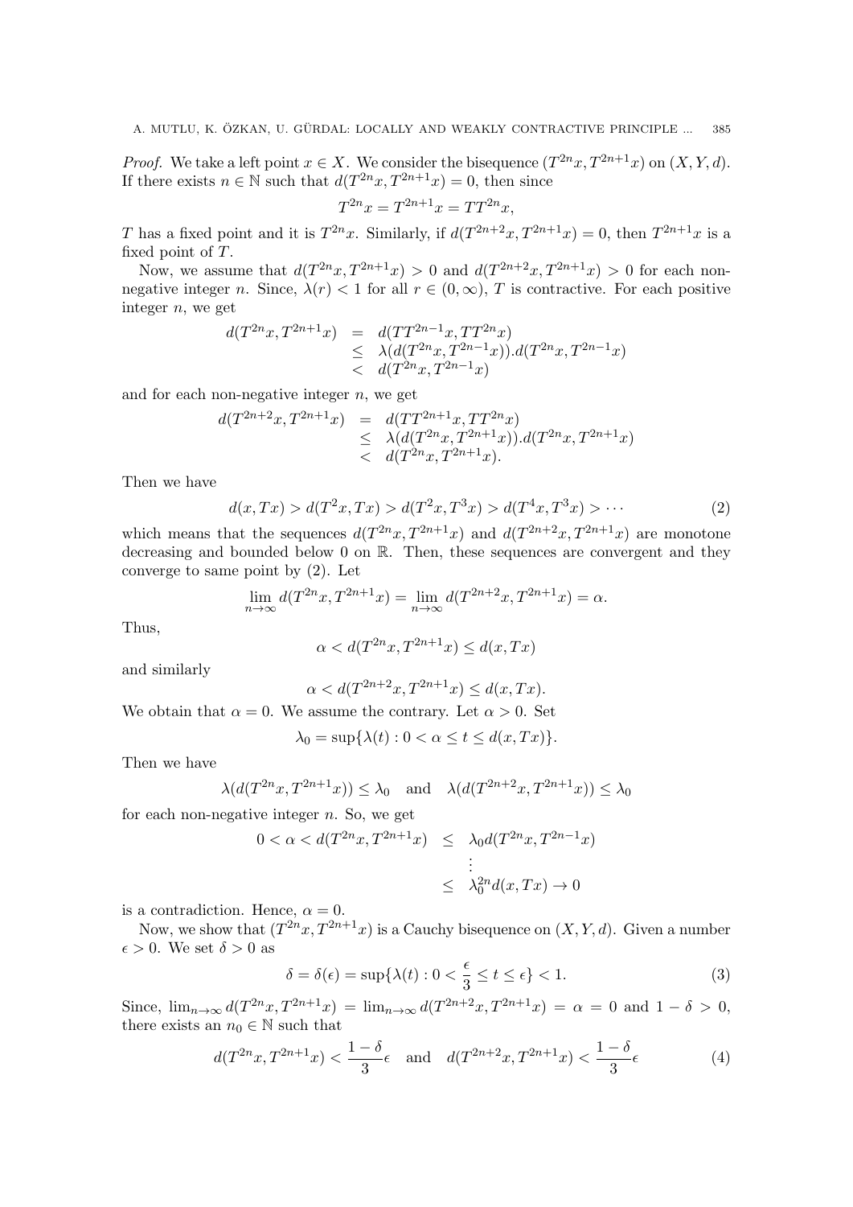*Proof.* We take a left point $x \in X$. We consider the bisequence $(T^{2n}x, T^{2n+1}x)$ on $(X, Y, d)$. If there exists $n \in \mathbb{N}$ such that $d(T^{2n}x, T^{2n+1}x) = 0$, then since

$$T^{2n}x = T^{2n+1}x = TT^{2n}x,$$

$T$ has a fixed point and it is $T^{2n}x$. Similarly, if $d(T^{2n+2}x, T^{2n+1}x) = 0$, then $T^{2n+1}x$ is a fixed point of $T$.

Now, we assume that $d(T^{2n}x, T^{2n+1}x) > 0$ and $d(T^{2n+2}x, T^{2n+1}x) > 0$ for each non-negative integer $n$. Since, $\lambda(r) < 1$ for all $r \in (0, \infty)$, $T$ is contractive. For each positive integer $n$, we get

$$\begin{aligned} d(T^{2n}x, T^{2n+1}x) &= d(TT^{2n-1}x, TT^{2n}x) \\ &\leq \lambda(d(T^{2n}x, T^{2n-1}x)).d(T^{2n}x, T^{2n-1}x) \\ &< d(T^{2n}x, T^{2n-1}x) \end{aligned}$$

and for each non-negative integer $n$, we get

$$\begin{aligned} d(T^{2n+2}x, T^{2n+1}x) &= d(TT^{2n+1}x, TT^{2n}x) \\ &\leq \lambda(d(T^{2n}x, T^{2n+1}x)).d(T^{2n}x, T^{2n+1}x) \\ &< d(T^{2n}x, T^{2n+1}x). \end{aligned}$$

Then we have

$$d(x, Tx) > d(T^2x, Tx) > d(T^2x, T^3x) > d(T^4x, T^3x) > \cdots \tag{2}$$

which means that the sequences $d(T^{2n}x, T^{2n+1}x)$ and $d(T^{2n+2}x, T^{2n+1}x)$ are monotone decreasing and bounded below 0 on $\mathbb{R}$. Then, these sequences are convergent and they converge to same point by (2). Let

$$\lim_{n\to\infty} d(T^{2n}x, T^{2n+1}x) = \lim_{n\to\infty} d(T^{2n+2}x, T^{2n+1}x) = \alpha.$$

Thus,

$$\alpha < d(T^{2n}x, T^{2n+1}x) \leq d(x, Tx)$$

and similarly

$$\alpha < d(T^{2n+2}x, T^{2n+1}x) \leq d(x, Tx).$$

We obtain that $\alpha = 0$. We assume the contrary. Let $\alpha > 0$. Set

$$\lambda_0 = \sup\{\lambda(t) : 0 < \alpha \leq t \leq d(x, Tx)\}.$$

Then we have

$$\lambda(d(T^{2n}x, T^{2n+1}x)) \leq \lambda_0 \quad \text{and} \quad \lambda(d(T^{2n+2}x, T^{2n+1}x)) \leq \lambda_0$$

for each non-negative integer $n$. So, we get

$$\begin{aligned} 0 < \alpha < d(T^{2n}x, T^{2n+1}x) &\leq \lambda_0 d(T^{2n}x, T^{2n-1}x) \\ &\vdots \\ &\leq \lambda_0^{2n} d(x, Tx) \to 0 \end{aligned}$$

is a contradiction. Hence, $\alpha = 0$.

Now, we show that $(T^{2n}x, T^{2n+1}x)$ is a Cauchy bisequence on $(X, Y, d)$. Given a number $\epsilon > 0$. We set $\delta > 0$ as

$$\delta = \delta(\epsilon) = \sup\{\lambda(t) : 0 < \frac{\epsilon}{3} \leq t \leq \epsilon\} < 1. \tag{3}$$

Since, $\lim_{n\to\infty} d(T^{2n}x, T^{2n+1}x) = \lim_{n\to\infty} d(T^{2n+2}x, T^{2n+1}x) = \alpha = 0$ and $1 - \delta > 0$, there exists an $n_0 \in \mathbb{N}$ such that

$$d(T^{2n}x, T^{2n+1}x) < \frac{1-\delta}{3}\epsilon \quad \text{and} \quad d(T^{2n+2}x, T^{2n+1}x) < \frac{1-\delta}{3}\epsilon \tag{4}$$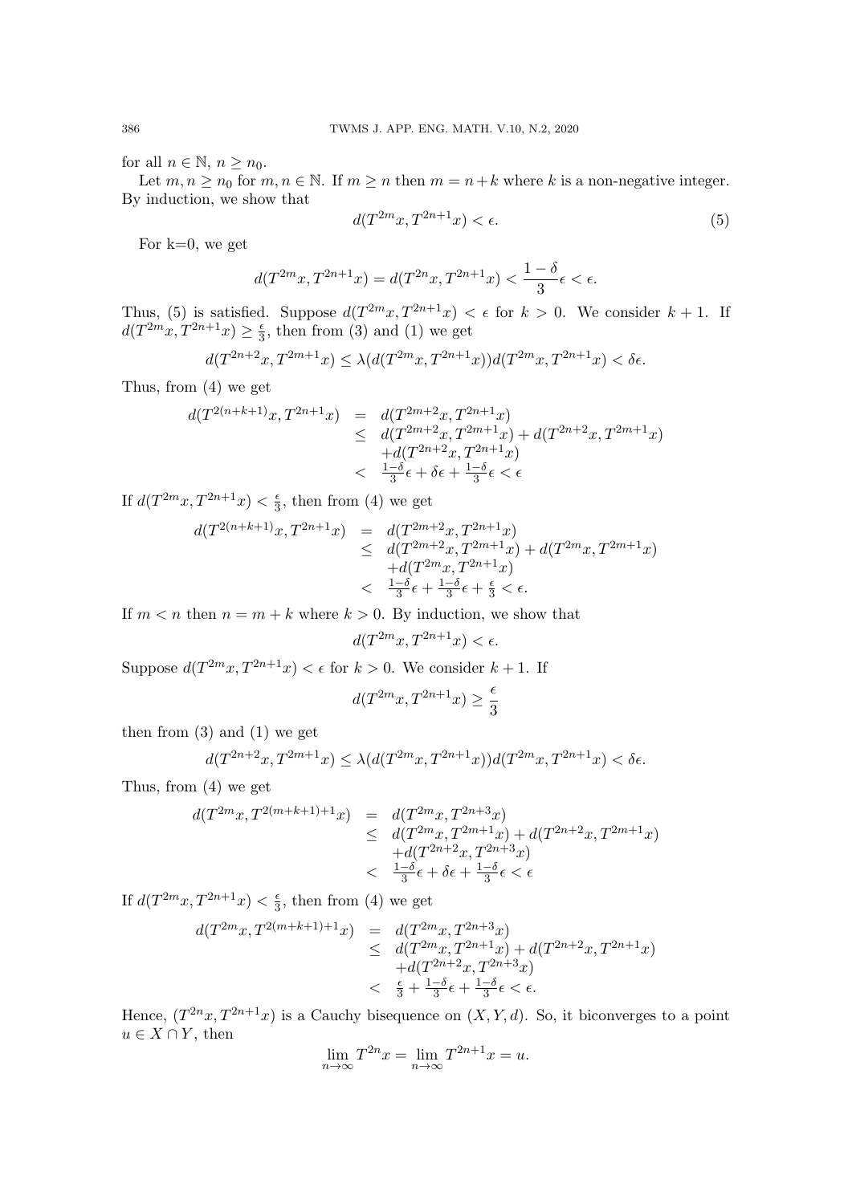for all $n \in \mathbb{N}$, $n \geq n_0$.

Let $m, n \geq n_0$ for $m, n \in \mathbb{N}$. If $m \geq n$ then $m = n+k$ where $k$ is a non-negative integer. By induction, we show that

$$d(T^{2m}x, T^{2n+1}x) < \epsilon. \tag{5}$$

For k=0, we get

$$d(T^{2m}x, T^{2n+1}x) = d(T^{2n}x, T^{2n+1}x) < \frac{1-\delta}{3}\epsilon < \epsilon.$$

Thus, (5) is satisfied. Suppose $d(T^{2m}x, T^{2n+1}x) < \epsilon$ for $k > 0$. We consider $k+1$. If $d(T^{2m}x, T^{2n+1}x) \geq \frac{\epsilon}{3}$, then from (3) and (1) we get

$$d(T^{2n+2}x, T^{2m+1}x) \leq \lambda(d(T^{2m}x, T^{2n+1}x))d(T^{2m}x, T^{2n+1}x) < \delta\epsilon.$$

Thus, from (4) we get

$$\begin{array}{rcl} d(T^{2(n+k+1)}x, T^{2n+1}x) & = & d(T^{2m+2}x, T^{2n+1}x) \\ & \leq & d(T^{2m+2}x, T^{2m+1}x) + d(T^{2n+2}x, T^{2m+1}x) \\ & & +d(T^{2n+2}x, T^{2n+1}x) \\ & < & \frac{1-\delta}{3}\epsilon + \delta\epsilon + \frac{1-\delta}{3}\epsilon < \epsilon \end{array}$$

If $d(T^{2m}x, T^{2n+1}x) < \frac{\epsilon}{3}$, then from (4) we get

$$\begin{array}{rcl} d(T^{2(n+k+1)}x, T^{2n+1}x) & = & d(T^{2m+2}x, T^{2n+1}x) \\ & \leq & d(T^{2m+2}x, T^{2m+1}x) + d(T^{2m}x, T^{2m+1}x) \\ & & +d(T^{2m}x, T^{2n+1}x) \\ & < & \frac{1-\delta}{3}\epsilon + \frac{1-\delta}{3}\epsilon + \frac{\epsilon}{3} < \epsilon. \end{array}$$

If $m < n$ then $n = m+k$ where $k > 0$. By induction, we show that

$$d(T^{2m}x, T^{2n+1}x) < \epsilon.$$

Suppose $d(T^{2m}x, T^{2n+1}x) < \epsilon$ for $k > 0$. We consider $k+1$. If

$$d(T^{2m}x, T^{2n+1}x) \geq \frac{\epsilon}{3}$$

then from (3) and (1) we get

$$d(T^{2n+2}x, T^{2m+1}x) \leq \lambda(d(T^{2m}x, T^{2n+1}x))d(T^{2m}x, T^{2n+1}x) < \delta\epsilon.$$

Thus, from (4) we get

$$\begin{array}{rcl} d(T^{2m}x, T^{2(m+k+1)+1}x) & = & d(T^{2m}x, T^{2n+3}x) \\ & \leq & d(T^{2m}x, T^{2m+1}x) + d(T^{2n+2}x, T^{2m+1}x) \\ & & +d(T^{2n+2}x, T^{2n+3}x) \\ & < & \frac{1-\delta}{3}\epsilon + \delta\epsilon + \frac{1-\delta}{3}\epsilon < \epsilon \end{array}$$

If $d(T^{2m}x, T^{2n+1}x) < \frac{\epsilon}{3}$, then from (4) we get

$$\begin{array}{rcl} d(T^{2m}x, T^{2(m+k+1)+1}x) & = & d(T^{2m}x, T^{2n+3}x) \\ & \leq & d(T^{2m}x, T^{2n+1}x) + d(T^{2n+2}x, T^{2n+1}x) \\ & & +d(T^{2n+2}x, T^{2n+3}x) \\ & < & \frac{\epsilon}{3} + \frac{1-\delta}{3}\epsilon + \frac{1-\delta}{3}\epsilon < \epsilon. \end{array}$$

Hence, $(T^{2n}x, T^{2n+1}x)$ is a Cauchy bisequence on $(X, Y, d)$. So, it biconverges to a point $u \in X \cap Y$, then

$$\lim_{n\to\infty} T^{2n}x = \lim_{n\to\infty} T^{2n+1}x = u.$$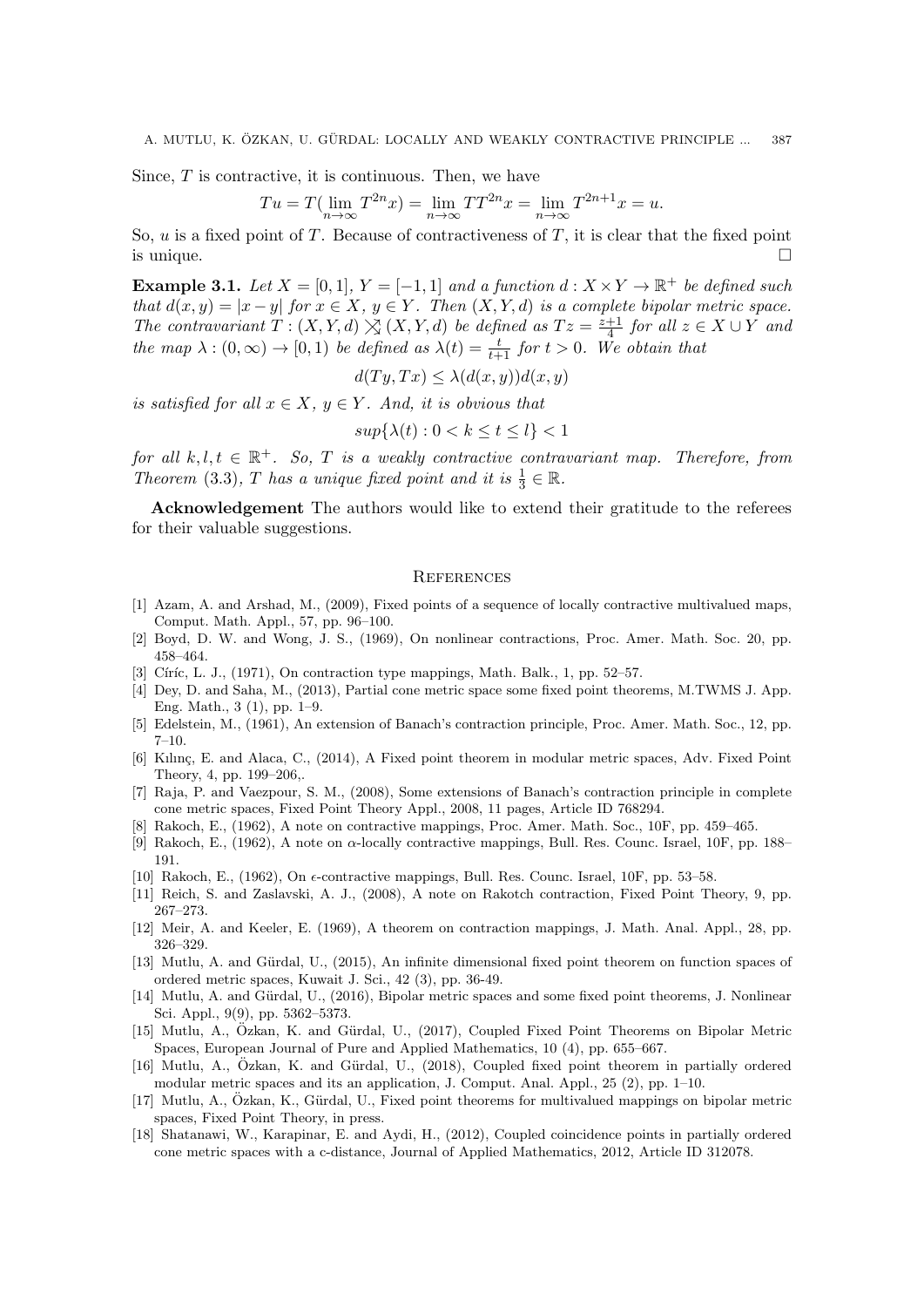Since, $T$ is contractive, it is continuous. Then, we have

$$Tu = T(\lim_{n\to\infty} T^{2n}x) = \lim_{n\to\infty} TT^{2n}x = \lim_{n\to\infty} T^{2n+1}x = u.$$

So, $u$ is a fixed point of $T$. Because of contractiveness of $T$, it is clear that the fixed point is unique. $\square$

**Example 3.1.** *Let $X = [0, 1]$, $Y = [-1, 1]$ and a function $d : X \times Y \to \mathbb{R}^+$ be defined such that $d(x, y) = |x - y|$ for $x \in X$, $y \in Y$. Then $(X, Y, d)$ is a complete bipolar metric space. The contravariant $T : (X, Y, d) \rightleftarrows (X, Y, d)$ be defined as $Tz = \frac{z+1}{4}$ for all $z \in X \cup Y$ and the map $\lambda : (0, \infty) \to [0, 1)$ be defined as $\lambda(t) = \frac{t}{t+1}$ for $t > 0$. We obtain that*

$$d(Ty, Tx) \leq \lambda(d(x, y))d(x, y)$$

*is satisfied for all $x \in X$, $y \in Y$. And, it is obvious that*

$$sup\{\lambda(t) : 0 < k \leq t \leq l\} < 1$$

*for all $k, l, t \in \mathbb{R}^+$. So, $T$ is a weakly contractive contravariant map. Therefore, from Theorem (3.3), $T$ has a unique fixed point and it is $\frac{1}{3} \in \mathbb{R}$.*

**Acknowledgement** The authors would like to extend their gratitude to the referees for their valuable suggestions.

## References

[1] Azam, A. and Arshad, M., (2009), Fixed points of a sequence of locally contractive multivalued maps, Comput. Math. Appl., 57, pp. 96–100.

[2] Boyd, D. W. and Wong, J. S., (1969), On nonlinear contractions, Proc. Amer. Math. Soc. 20, pp. 458–464.

[3] Círíc, L. J., (1971), On contraction type mappings, Math. Balk., 1, pp. 52–57.

[4] Dey, D. and Saha, M., (2013), Partial cone metric space some fixed point theorems, M.TWMS J. App. Eng. Math., 3 (1), pp. 1–9.

[5] Edelstein, M., (1961), An extension of Banach's contraction principle, Proc. Amer. Math. Soc., 12, pp. 7–10.

[6] Kılınç, E. and Alaca, C., (2014), A Fixed point theorem in modular metric spaces, Adv. Fixed Point Theory, 4, pp. 199–206,.

[7] Raja, P. and Vaezpour, S. M., (2008), Some extensions of Banach's contraction principle in complete cone metric spaces, Fixed Point Theory Appl., 2008, 11 pages, Article ID 768294.

[8] Rakoch, E., (1962), A note on contractive mappings, Proc. Amer. Math. Soc., 10F, pp. 459–465.

[9] Rakoch, E., (1962), A note on $\alpha$-locally contractive mappings, Bull. Res. Counc. Israel, 10F, pp. 188–191.

[10] Rakoch, E., (1962), On $\epsilon$-contractive mappings, Bull. Res. Counc. Israel, 10F, pp. 53–58.

[11] Reich, S. and Zaslavski, A. J., (2008), A note on Rakotch contraction, Fixed Point Theory, 9, pp. 267–273.

[12] Meir, A. and Keeler, E. (1969), A theorem on contraction mappings, J. Math. Anal. Appl., 28, pp. 326–329.

[13] Mutlu, A. and Gürdal, U., (2015), An infinite dimensional fixed point theorem on function spaces of ordered metric spaces, Kuwait J. Sci., 42 (3), pp. 36-49.

[14] Mutlu, A. and Gürdal, U., (2016), Bipolar metric spaces and some fixed point theorems, J. Nonlinear Sci. Appl., 9(9), pp. 5362–5373.

[15] Mutlu, A., Özkan, K. and Gürdal, U., (2017), Coupled Fixed Point Theorems on Bipolar Metric Spaces, European Journal of Pure and Applied Mathematics, 10 (4), pp. 655–667.

[16] Mutlu, A., Özkan, K. and Gürdal, U., (2018), Coupled fixed point theorem in partially ordered modular metric spaces and its an application, J. Comput. Anal. Appl., 25 (2), pp. 1–10.

[17] Mutlu, A., Özkan, K., Gürdal, U., Fixed point theorems for multivalued mappings on bipolar metric spaces, Fixed Point Theory, in press.

[18] Shatanawi, W., Karapinar, E. and Aydi, H., (2012), Coupled coincidence points in partially ordered cone metric spaces with a c-distance, Journal of Applied Mathematics, 2012, Article ID 312078.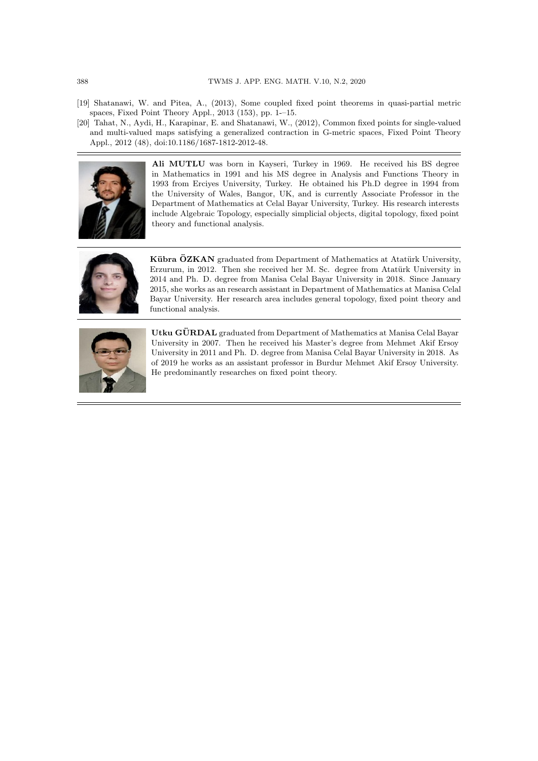[19] Shatanawi, W. and Pitea, A., (2013), Some coupled fixed point theorems in quasi-partial metric spaces, Fixed Point Theory Appl., 2013 (153), pp. 1-–15.

[20] Tahat, N., Aydi, H., Karapinar, E. and Shatanawi, W., (2012), Common fixed points for single-valued and multi-valued maps satisfying a generalized contraction in G-metric spaces, Fixed Point Theory Appl., 2012 (48), doi:10.1186/1687-1812-2012-48.

---

**Ali MUTLU** was born in Kayseri, Turkey in 1969. He received his BS degree in Mathematics in 1991 and his MS degree in Analysis and Functions Theory in 1993 from Erciyes University, Turkey. He obtained his Ph.D degree in 1994 from the University of Wales, Bangor, UK, and is currently Associate Professor in the Department of Mathematics at Celal Bayar University, Turkey. His research interests include Algebraic Topology, especially simplicial objects, digital topology, fixed point theory and functional analysis.

---

**Kübra ÖZKAN** graduated from Department of Mathematics at Atatürk University, Erzurum, in 2012. Then she received her M. Sc. degree from Atatürk University in 2014 and Ph. D. degree from Manisa Celal Bayar University in 2018. Since January 2015, she works as an research assistant in Department of Mathematics at Manisa Celal Bayar University. Her research area includes general topology, fixed point theory and functional analysis.

---

**Utku GÜRDAL** graduated from Department of Mathematics at Manisa Celal Bayar University in 2007. Then he received his Master's degree from Mehmet Akif Ersoy University in 2011 and Ph. D. degree from Manisa Celal Bayar University in 2018. As of 2019 he works as an assistant professor in Burdur Mehmet Akif Ersoy University. He predominantly researches on fixed point theory.